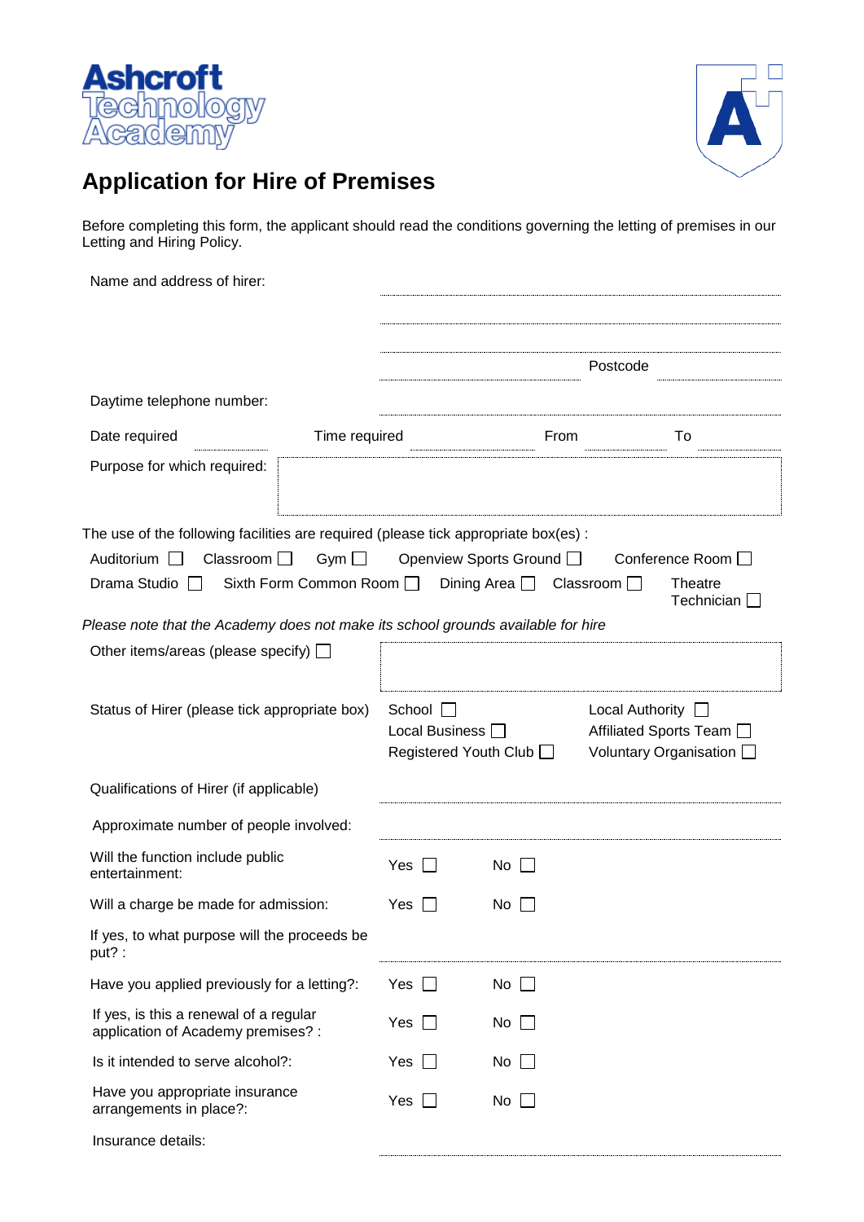Ashcroft Technology Academy

# Application for Hire of Premises

Before completing this form, the applicant should read the conditions governing the letting of premises in our Letting and Hiring Policy.

Name and address of hirer: ..............................................................

..............................................................

..............................................................

.............................................. Postcode ..............................

Daytime telephone number: ..............................................................

Date required .................. Time required .................. From .................. To ..................

Purpose for which required:

The use of the following facilities are required (please tick appropriate box(es) :

Auditorium ☐ Classroom ☐ Gym ☐ Openview Sports Ground ☐ Conference Room ☐

Drama Studio ☐ Sixth Form Common Room ☐ Dining Area ☐ Classroom ☐ Theatre Technician ☐

*Please note that the Academy does not make its school grounds available for hire*

Other items/areas (please specify) ☐

Status of Hirer (please tick appropriate box)

School ☐ Local Authority ☐

Local Business ☐ Affiliated Sports Team ☐

Registered Youth Club ☐ Voluntary Organisation ☐

Qualifications of Hirer (if applicable) ..............................................................

Approximate number of people involved: ..............................................................

Will the function include public entertainment: Yes ☐ No ☐

Will a charge be made for admission: Yes ☐ No ☐

If yes, to what purpose will the proceeds be put? : ..............................................................

Have you applied previously for a letting?: Yes ☐ No ☐

If yes, is this a renewal of a regular application of Academy premises? : Yes ☐ No ☐

Is it intended to serve alcohol?: Yes ☐ No ☐

Have you appropriate insurance arrangements in place?: Yes ☐ No ☐

Insurance details: ..............................................................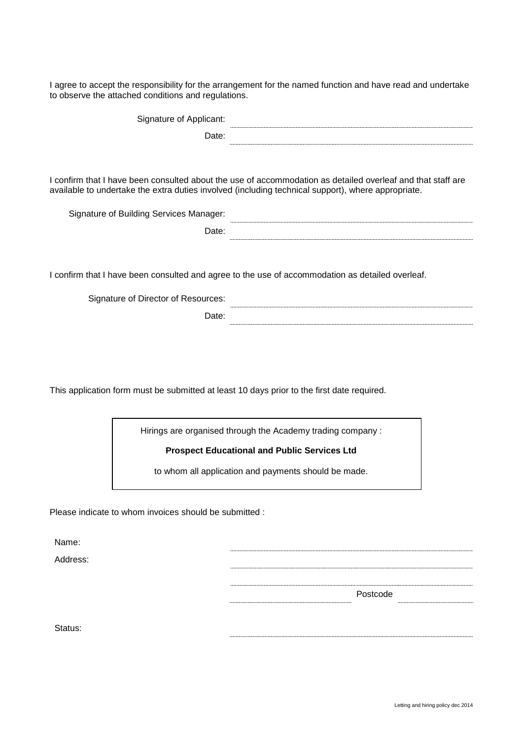I agree to accept the responsibility for the arrangement for the named function and have read and undertake to observe the attached conditions and regulations.

Signature of Applicant: ..............................................................

Date: ..............................................................

I confirm that I have been consulted about the use of accommodation as detailed overleaf and that staff are available to undertake the extra duties involved (including technical support), where appropriate.

Signature of Building Services Manager: ..............................................................

Date: ..............................................................

I confirm that I have been consulted and agree to the use of accommodation as detailed overleaf.

Signature of Director of Resources: ..............................................................

Date: ..............................................................

This application form must be submitted at least 10 days prior to the first date required.

> Hirings are organised through the Academy trading company :
>
> **Prospect Educational and Public Services Ltd**
>
> to whom all application and payments should be made.

Please indicate to whom invoices should be submitted :

Name: ..............................................................

Address: ..............................................................

..............................................................

.............................................. Postcode ..............................

Status: ..............................................................